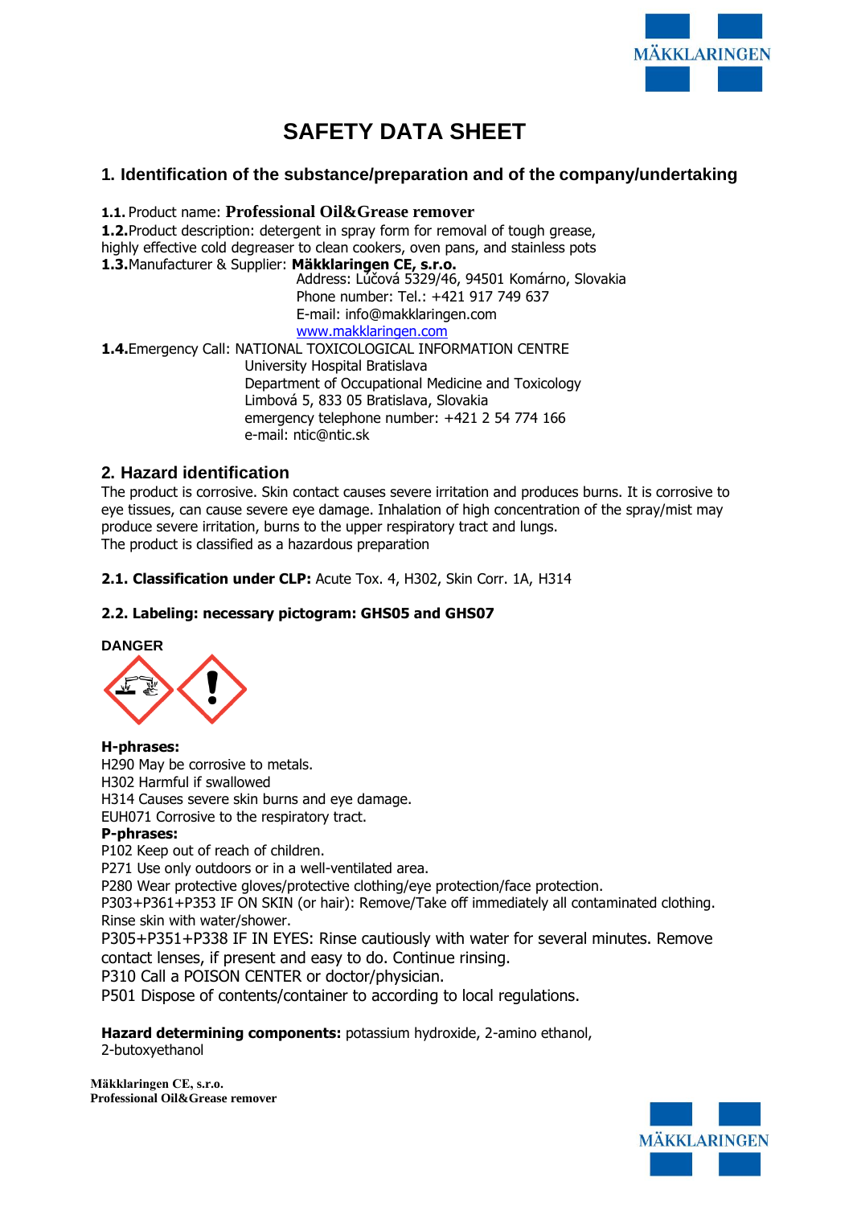# SAFETY DATA SHEET

## 1. Identification of the substance/preparation and of the company/undertaking

**1.1.** Product name: **Professional Oil&Grease remover**
**1.2.** Product description: detergent in spray form for removal of tough grease, highly effective cold degreaser to clean cookers, oven pans, and stainless pots
**1.3.** Manufacturer & Supplier: **Mäkklaringen CE, s.r.o.**
Address: Lúčová 5329/46, 94501 Komárno, Slovakia
Phone number: Tel.: +421 917 749 637
E-mail: info@makklaringen.com
www.makklaringen.com
**1.4.** Emergency Call: NATIONAL TOXICOLOGICAL INFORMATION CENTRE
University Hospital Bratislava
Department of Occupational Medicine and Toxicology
Limbová 5, 833 05 Bratislava, Slovakia
emergency telephone number: +421 2 54 774 166
e-mail: ntic@ntic.sk

## 2. Hazard identification

The product is corrosive. Skin contact causes severe irritation and produces burns. It is corrosive to eye tissues, can cause severe eye damage. Inhalation of high concentration of the spray/mist may produce severe irritation, burns to the upper respiratory tract and lungs.
The product is classified as a hazardous preparation

**2.1. Classification under CLP:** Acute Tox. 4, H302, Skin Corr. 1A, H314

**2.2. Labeling: necessary pictogram: GHS05 and GHS07**

**DANGER**

**H-phrases:**
H290 May be corrosive to metals.
H302 Harmful if swallowed
H314 Causes severe skin burns and eye damage.
EUH071 Corrosive to the respiratory tract.

**P-phrases:**
P102 Keep out of reach of children.
P271 Use only outdoors or in a well-ventilated area.
P280 Wear protective gloves/protective clothing/eye protection/face protection.
P303+P361+P353 IF ON SKIN (or hair): Remove/Take off immediately all contaminated clothing. Rinse skin with water/shower.
P305+P351+P338 IF IN EYES: Rinse cautiously with water for several minutes. Remove contact lenses, if present and easy to do. Continue rinsing.
P310 Call a POISON CENTER or doctor/physician.
P501 Dispose of contents/container to according to local regulations.

**Hazard determining components:** potassium hydroxide, 2-amino ethanol, 2-butoxyethanol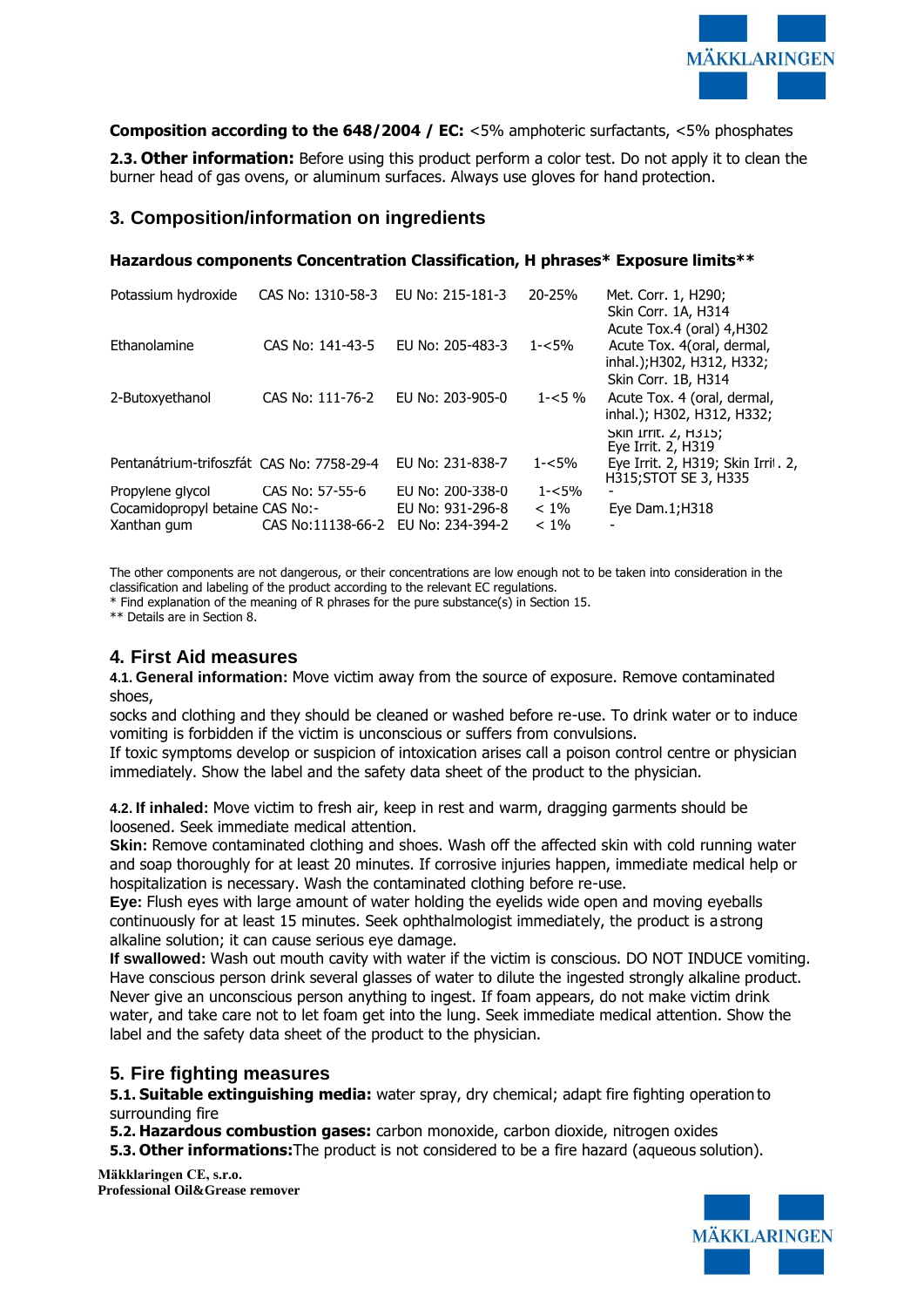**Composition according to the 648/2004 / EC:** <5% amphoteric surfactants, <5% phosphates

**2.3. Other information:** Before using this product perform a color test. Do not apply it to clean the burner head of gas ovens, or aluminum surfaces. Always use gloves for hand protection.

## 3. Composition/information on ingredients

**Hazardous components Concentration Classification, H phrases* Exposure limits****

| Hazardous components | CAS No | EU No | Concentration | Classification, H phrases* |
|---|---|---|---|---|
| Potassium hydroxide | CAS No: 1310-58-3 | EU No: 215-181-3 | 20-25% | Met. Corr. 1, H290; Skin Corr. 1A, H314 Acute Tox.4 (oral) 4,H302 |
| Ethanolamine | CAS No: 141-43-5 | EU No: 205-483-3 | 1-<5% | Acute Tox. 4(oral, dermal, inhal.);H302, H312, H332; Skin Corr. 1B, H314 |
| 2-Butoxyethanol | CAS No: 111-76-2 | EU No: 203-905-0 | 1-<5 % | Acute Tox. 4 (oral, dermal, inhal.); H302, H312, H332; Skin Irrit. 2, H315; Eye Irrit. 2, H319 |
| Pentanátrium-trifoszfát | CAS No: 7758-29-4 | EU No: 231-838-7 | 1-<5% | Eye Irrit. 2, H319; Skin Irrit. 2, H315;STOT SE 3, H335 |
| Propylene glycol | CAS No: 57-55-6 | EU No: 200-338-0 | 1-<5% | - |
| Cocamidopropyl betaine | CAS No:- | EU No: 931-296-8 | < 1% | Eye Dam.1;H318 |
| Xanthan gum | CAS No:11138-66-2 | EU No: 234-394-2 | < 1% | - |

The other components are not dangerous, or their concentrations are low enough not to be taken into consideration in the classification and labeling of the product according to the relevant EC regulations.
* Find explanation of the meaning of R phrases for the pure substance(s) in Section 15.
** Details are in Section 8.

## 4. First Aid measures

**4.1. General information:** Move victim away from the source of exposure. Remove contaminated shoes, socks and clothing and they should be cleaned or washed before re-use. To drink water or to induce vomiting is forbidden if the victim is unconscious or suffers from convulsions.
If toxic symptoms develop or suspicion of intoxication arises call a poison control centre or physician immediately. Show the label and the safety data sheet of the product to the physician.

**4.2. If inhaled:** Move victim to fresh air, keep in rest and warm, dragging garments should be loosened. Seek immediate medical attention.
**Skin:** Remove contaminated clothing and shoes. Wash off the affected skin with cold running water and soap thoroughly for at least 20 minutes. If corrosive injuries happen, immediate medical help or hospitalization is necessary. Wash the contaminated clothing before re-use.
**Eye:** Flush eyes with large amount of water holding the eyelids wide open and moving eyeballs continuously for at least 15 minutes. Seek ophthalmologist immediately, the product is a strong alkaline solution; it can cause serious eye damage.
**If swallowed:** Wash out mouth cavity with water if the victim is conscious. DO NOT INDUCE vomiting. Have conscious person drink several glasses of water to dilute the ingested strongly alkaline product. Never give an unconscious person anything to ingest. If foam appears, do not make victim drink water, and take care not to let foam get into the lung. Seek immediate medical attention. Show the label and the safety data sheet of the product to the physician.

## 5. Fire fighting measures

**5.1. Suitable extinguishing media:** water spray, dry chemical; adapt fire fighting operation to surrounding fire
**5.2. Hazardous combustion gases:** carbon monoxide, carbon dioxide, nitrogen oxides
**5.3. Other informations:** The product is not considered to be a fire hazard (aqueous solution).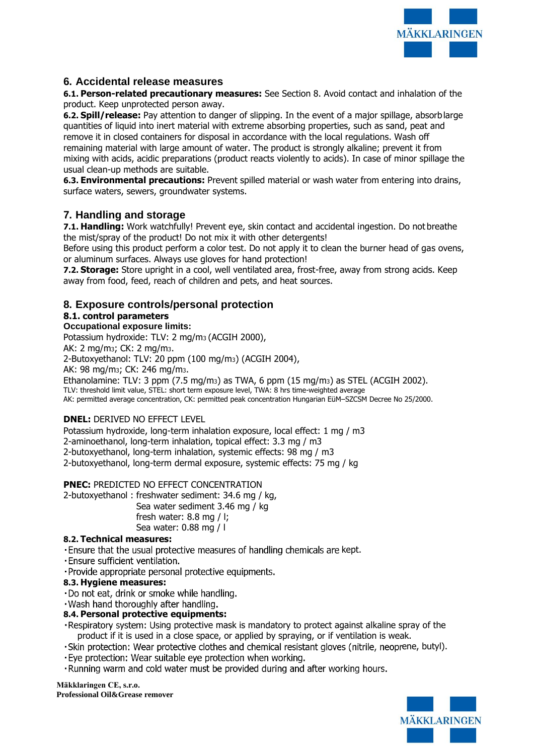## 6. Accidental release measures

**6.1. Person-related precautionary measures:** See Section 8. Avoid contact and inhalation of the product. Keep unprotected person away.
**6.2. Spill/release:** Pay attention to danger of slipping. In the event of a major spillage, absorb large quantities of liquid into inert material with extreme absorbing properties, such as sand, peat and remove it in closed containers for disposal in accordance with the local regulations. Wash off remaining material with large amount of water. The product is strongly alkaline; prevent it from mixing with acids, acidic preparations (product reacts violently to acids). In case of minor spillage the usual clean-up methods are suitable.
**6.3. Environmental precautions:** Prevent spilled material or wash water from entering into drains, surface waters, sewers, groundwater systems.

## 7. Handling and storage

**7.1. Handling:** Work watchfully! Prevent eye, skin contact and accidental ingestion. Do not breathe the mist/spray of the product! Do not mix it with other detergents!
Before using this product perform a color test. Do not apply it to clean the burner head of gas ovens, or aluminum surfaces. Always use gloves for hand protection!
**7.2. Storage:** Store upright in a cool, well ventilated area, frost-free, away from strong acids. Keep away from food, feed, reach of children and pets, and heat sources.

## 8. Exposure controls/personal protection

### 8.1. control parameters

**Occupational exposure limits:**
Potassium hydroxide: TLV: 2 mg/$m^3$ (ACGIH 2000),
AK: 2 mg/$m^3$; CK: 2 mg/$m^3$.
2-Butoxyethanol: TLV: 20 ppm (100 mg/$m^3$) (ACGIH 2004),
AK: 98 mg/$m^3$; CK: 246 mg/$m^3$.
Ethanolamine: TLV: 3 ppm (7.5 mg/$m^3$) as TWA, 6 ppm (15 mg/$m^3$) as STEL (ACGIH 2002).
TLV: threshold limit value, STEL: short term exposure level, TWA: 8 hrs time-weighted average
AK: permitted average concentration, CK: permitted peak concentration Hungarian EüM–SZCSM Decree No 25/2000.

**DNEL:** DERIVED NO EFFECT LEVEL
Potassium hydroxide, long-term inhalation exposure, local effect: 1 mg / m3
2-aminoethanol, long-term inhalation, topical effect: 3.3 mg / m3
2-butoxyethanol, long-term inhalation, systemic effects: 98 mg / m3
2-butoxyethanol, long-term dermal exposure, systemic effects: 75 mg / kg

**PNEC:** PREDICTED NO EFFECT CONCENTRATION
2-butoxyethanol : freshwater sediment: 34.6 mg / kg,
Sea water sediment 3.46 mg / kg
fresh water: 8.8 mg / l;
Sea water: 0.88 mg / l

**8.2. Technical measures:**
- Ensure that the usual protective measures of handling chemicals are kept.
- Ensure sufficient ventilation.
- Provide appropriate personal protective equipments.

**8.3. Hygiene measures:**
- Do not eat, drink or smoke while handling.
- Wash hand thoroughly after handling.

**8.4. Personal protective equipments:**
- Respiratory system: Using protective mask is mandatory to protect against alkaline spray of the product if it is used in a close space, or applied by spraying, or if ventilation is weak.
- Skin protection: Wear protective clothes and chemical resistant gloves (nitrile, neoprene, butyl).
- Eye protection: Wear suitable eye protection when working.
- Running warm and cold water must be provided during and after working hours.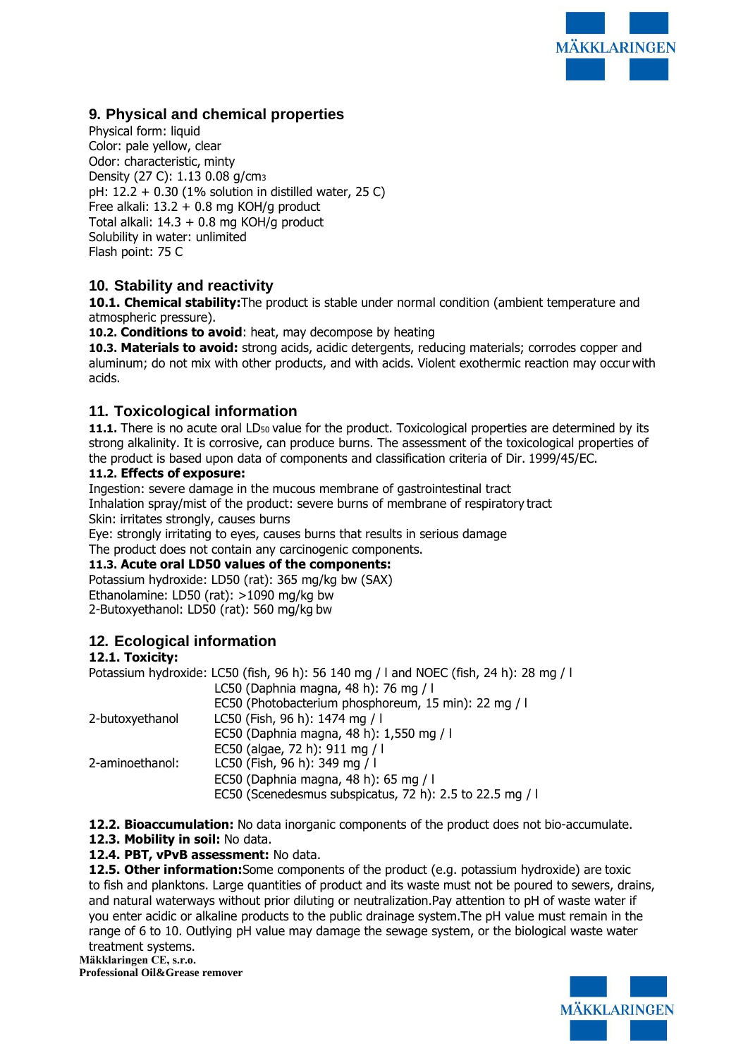## 9. Physical and chemical properties

Physical form: liquid
Color: pale yellow, clear
Odor: characteristic, minty
Density (27 C): 1.13 0.08 g/$cm_3$
pH: 12.2 + 0.30 (1% solution in distilled water, 25 C)
Free alkali: 13.2 + 0.8 mg KOH/g product
Total alkali: 14.3 + 0.8 mg KOH/g product
Solubility in water: unlimited
Flash point: 75 C

## 10. Stability and reactivity

**10.1. Chemical stability:**The product is stable under normal condition (ambient temperature and atmospheric pressure).

**10.2. Conditions to avoid**: heat, may decompose by heating

**10.3. Materials to avoid:** strong acids, acidic detergents, reducing materials; corrodes copper and aluminum; do not mix with other products, and with acids. Violent exothermic reaction may occur with acids.

## 11. Toxicological information

**11.1.** There is no acute oral $LD_{50}$ value for the product. Toxicological properties are determined by its strong alkalinity. It is corrosive, can produce burns. The assessment of the toxicological properties of the product is based upon data of components and classification criteria of Dir. 1999/45/EC.

**11.2. Effects of exposure:**

Ingestion: severe damage in the mucous membrane of gastrointestinal tract
Inhalation spray/mist of the product: severe burns of membrane of respiratory tract
Skin: irritates strongly, causes burns
Eye: strongly irritating to eyes, causes burns that results in serious damage
The product does not contain any carcinogenic components.

**11.3. Acute oral LD50 values of the components:**

Potassium hydroxide: LD50 (rat): 365 mg/kg bw (SAX)
Ethanolamine: LD50 (rat): >1090 mg/kg bw
2-Butoxyethanol: LD50 (rat): 560 mg/kg bw

## 12. Ecological information

**12.1. Toxicity:**

| | |
|---|---|
| Potassium hydroxide: | LC50 (fish, 96 h): 56 140 mg / l and NOEC (fish, 24 h): 28 mg / l |
| | LC50 (Daphnia magna, 48 h): 76 mg / l |
| | EC50 (Photobacterium phosphoreum, 15 min): 22 mg / l |
| 2-butoxyethanol | LC50 (Fish, 96 h): 1474 mg / l |
| | EC50 (Daphnia magna, 48 h): 1,550 mg / l |
| | EC50 (algae, 72 h): 911 mg / l |
| 2-aminoethanol: | LC50 (Fish, 96 h): 349 mg / l |
| | EC50 (Daphnia magna, 48 h): 65 mg / l |
| | EC50 (Scenedesmus subspicatus, 72 h): 2.5 to 22.5 mg / l |

**12.2. Bioaccumulation:** No data inorganic components of the product does not bio-accumulate.

**12.3. Mobility in soil:** No data.

**12.4. PBT, vPvB assessment:** No data.

**12.5. Other information:**Some components of the product (e.g. potassium hydroxide) are toxic to fish and planktons. Large quantities of product and its waste must not be poured to sewers, drains, and natural waterways without prior diluting or neutralization.Pay attention to pH of waste water if you enter acidic or alkaline products to the public drainage system.The pH value must remain in the range of 6 to 10. Outlying pH value may damage the sewage system, or the biological waste water treatment systems.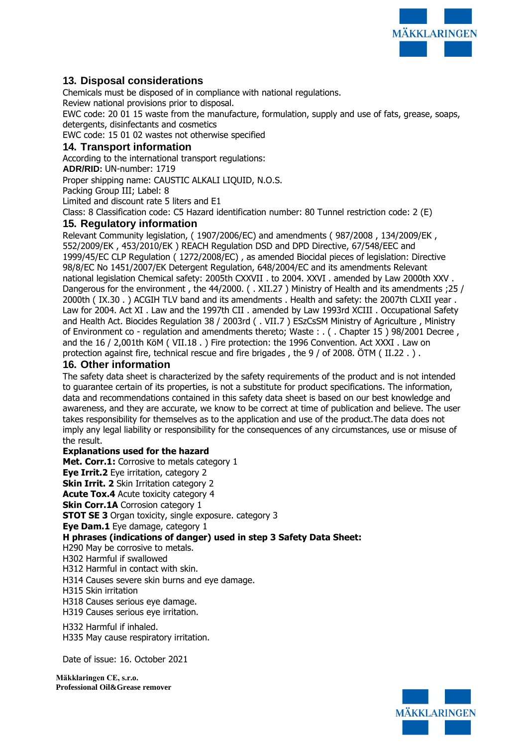## 13. Disposal considerations

Chemicals must be disposed of in compliance with national regulations.
Review national provisions prior to disposal.
EWC code: 20 01 15 waste from the manufacture, formulation, supply and use of fats, grease, soaps, detergents, disinfectants and cosmetics
EWC code: 15 01 02 wastes not otherwise specified

## 14. Transport information

According to the international transport regulations:
**ADR/RID:** UN-number: 1719
Proper shipping name: CAUSTIC ALKALI LIQUID, N.O.S.
Packing Group III; Label: 8
Limited and discount rate 5 liters and E1
Class: 8 Classification code: C5 Hazard identification number: 80 Tunnel restriction code: 2 (E)

## 15. Regulatory information

Relevant Community legislation, ( 1907/2006/EC) and amendments ( 987/2008 , 134/2009/EK , 552/2009/EK , 453/2010/EK ) REACH Regulation DSD and DPD Directive, 67/548/EEC and 1999/45/EC CLP Regulation ( 1272/2008/EC) , as amended Biocidal pieces of legislation: Directive 98/8/EC No 1451/2007/EK Detergent Regulation, 648/2004/EC and its amendments Relevant national legislation Chemical safety: 2005th CXXVII . to 2004. XXVI . amended by Law 2000th XXV . Dangerous for the environment , the 44/2000. ( . XII.27 ) Ministry of Health and its amendments ;25 / 2000th ( IX.30 . ) ACGIH TLV band and its amendments . Health and safety: the 2007th CLXII year . Law for 2004. Act XI . Law and the 1997th CII . amended by Law 1993rd XCIII . Occupational Safety and Health Act. Biocides Regulation 38 / 2003rd ( . VII.7 ) ESzCsSM Ministry of Agriculture , Ministry of Environment co - regulation and amendments thereto; Waste : . ( . Chapter 15 ) 98/2001 Decree , and the 16 / 2,001th KöM ( VII.18 . ) Fire protection: the 1996 Convention. Act XXXI . Law on protection against fire, technical rescue and fire brigades , the 9 / of 2008. ÖTM ( II.22 . ) .

## 16. Other information

The safety data sheet is characterized by the safety requirements of the product and is not intended to guarantee certain of its properties, is not a substitute for product specifications. The information, data and recommendations contained in this safety data sheet is based on our best knowledge and awareness, and they are accurate, we know to be correct at time of publication and believe. The user takes responsibility for themselves as to the application and use of the product.The data does not imply any legal liability or responsibility for the consequences of any circumstances, use or misuse of the result.

**Explanations used for the hazard**

**Met. Corr.1:** Corrosive to metals category 1
**Eye Irrit.2** Eye irritation, category 2
**Skin Irrit. 2** Skin Irritation category 2
**Acute Tox.4** Acute toxicity category 4
**Skin Corr.1A** Corrosion category 1
**STOT SE 3** Organ toxicity, single exposure. category 3
**Eye Dam.1** Eye damage, category 1

**H phrases (indications of danger) used in step 3 Safety Data Sheet:**

H290 May be corrosive to metals.
H302 Harmful if swallowed
H312 Harmful in contact with skin.
H314 Causes severe skin burns and eye damage.
H315 Skin irritation
H318 Causes serious eye damage.
H319 Causes serious eye irritation.

H332 Harmful if inhaled.
H335 May cause respiratory irritation.

Date of issue: 16. October 2021